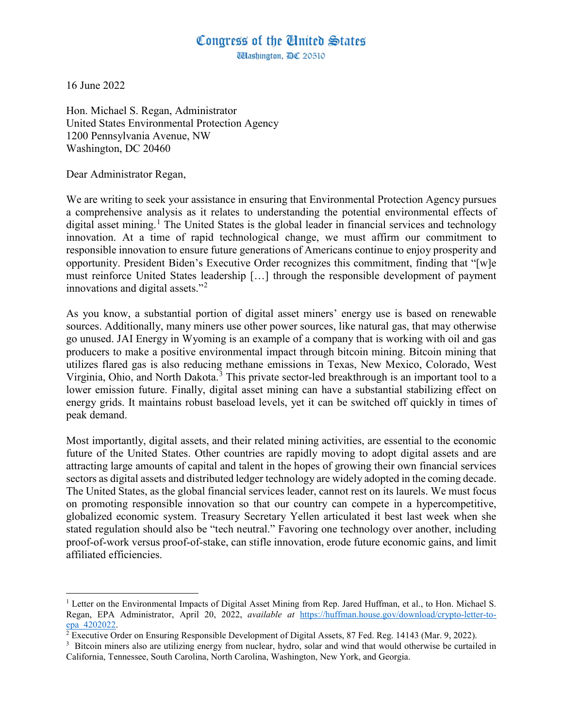# Congress of the United States

Washington, DC 20510

16 June 2022

Hon. Michael S. Regan, Administrator
United States Environmental Protection Agency
1200 Pennsylvania Avenue, NW
Washington, DC 20460

Dear Administrator Regan,

We are writing to seek your assistance in ensuring that Environmental Protection Agency pursues a comprehensive analysis as it relates to understanding the potential environmental effects of digital asset mining.[1] The United States is the global leader in financial services and technology innovation. At a time of rapid technological change, we must affirm our commitment to responsible innovation to ensure future generations of Americans continue to enjoy prosperity and opportunity. President Biden's Executive Order recognizes this commitment, finding that "[w]e must reinforce United States leadership […] through the responsible development of payment innovations and digital assets."[2]

As you know, a substantial portion of digital asset miners' energy use is based on renewable sources. Additionally, many miners use other power sources, like natural gas, that may otherwise go unused. JAI Energy in Wyoming is an example of a company that is working with oil and gas producers to make a positive environmental impact through bitcoin mining. Bitcoin mining that utilizes flared gas is also reducing methane emissions in Texas, New Mexico, Colorado, West Virginia, Ohio, and North Dakota.[3] This private sector-led breakthrough is an important tool to a lower emission future. Finally, digital asset mining can have a substantial stabilizing effect on energy grids. It maintains robust baseload levels, yet it can be switched off quickly in times of peak demand.

Most importantly, digital assets, and their related mining activities, are essential to the economic future of the United States. Other countries are rapidly moving to adopt digital assets and are attracting large amounts of capital and talent in the hopes of growing their own financial services sectors as digital assets and distributed ledger technology are widely adopted in the coming decade. The United States, as the global financial services leader, cannot rest on its laurels. We must focus on promoting responsible innovation so that our country can compete in a hypercompetitive, globalized economic system. Treasury Secretary Yellen articulated it best last week when she stated regulation should also be "tech neutral." Favoring one technology over another, including proof-of-work versus proof-of-stake, can stifle innovation, erode future economic gains, and limit affiliated efficiencies.

---

[1] Letter on the Environmental Impacts of Digital Asset Mining from Rep. Jared Huffman, et al., to Hon. Michael S. Regan, EPA Administrator, April 20, 2022, *available at* https://huffman.house.gov/download/crypto-letter-to-epa_4202022.

[2] Executive Order on Ensuring Responsible Development of Digital Assets, 87 Fed. Reg. 14143 (Mar. 9, 2022).

[3] Bitcoin miners also are utilizing energy from nuclear, hydro, solar and wind that would otherwise be curtailed in California, Tennessee, South Carolina, North Carolina, Washington, New York, and Georgia.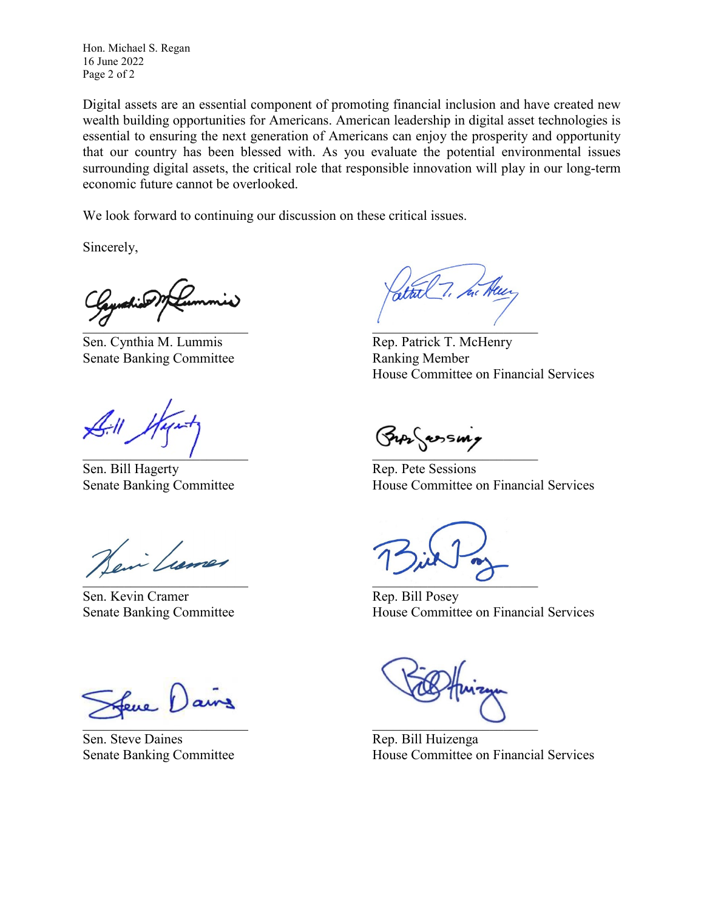Hon. Michael S. Regan
16 June 2022

Digital assets are an essential component of promoting financial inclusion and have created new wealth building opportunities for Americans. American leadership in digital asset technologies is essential to ensuring the next generation of Americans can enjoy the prosperity and opportunity that our country has been blessed with. As you evaluate the potential environmental issues surrounding digital assets, the critical role that responsible innovation will play in our long-term economic future cannot be overlooked.

We look forward to continuing our discussion on these critical issues.

Sincerely,

Sen. Cynthia M. Lummis
Senate Banking Committee

Rep. Patrick T. McHenry
Ranking Member
House Committee on Financial Services

Sen. Bill Hagerty
Senate Banking Committee

Rep. Pete Sessions
House Committee on Financial Services

Sen. Kevin Cramer
Senate Banking Committee

Rep. Bill Posey
House Committee on Financial Services

Sen. Steve Daines
Senate Banking Committee

Rep. Bill Huizenga
House Committee on Financial Services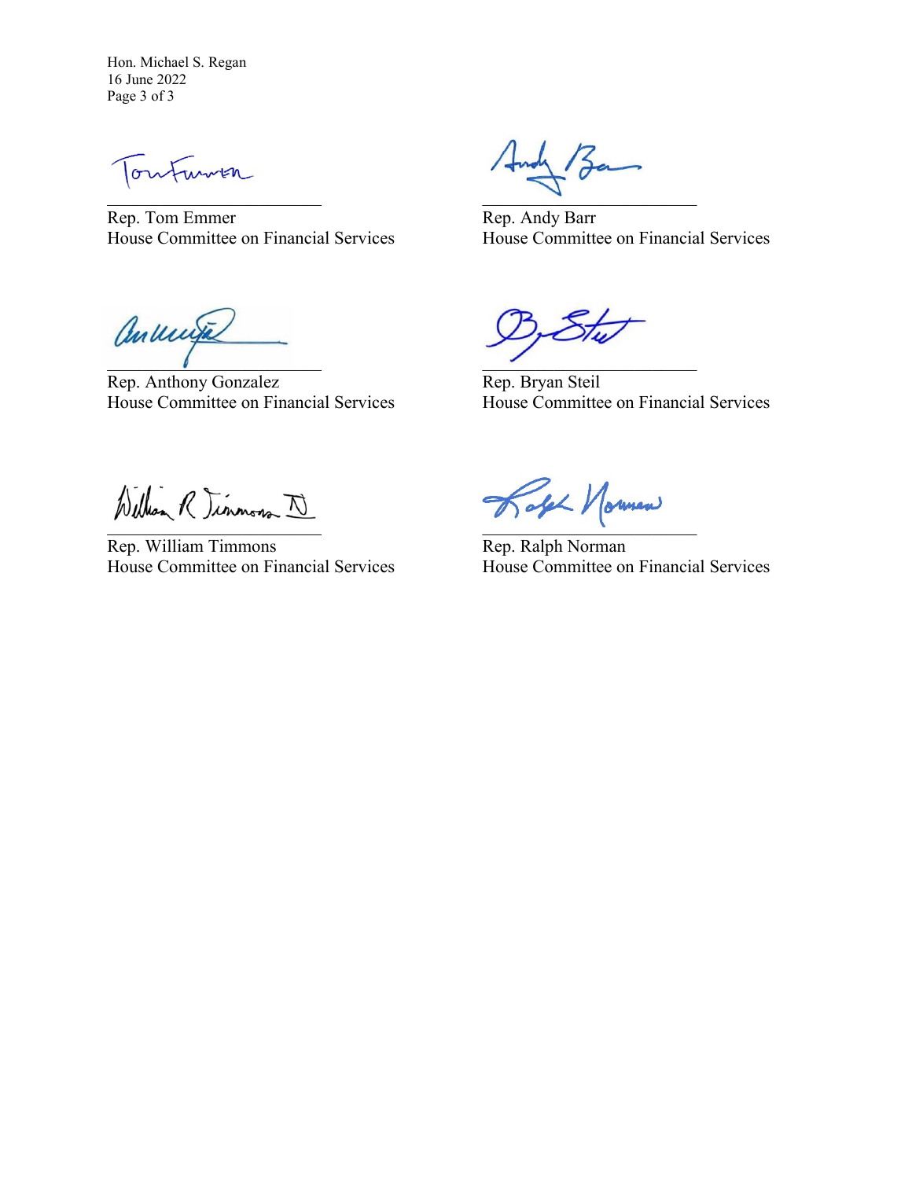Rep. Tom Emmer
House Committee on Financial Services

Rep. Andy Barr
House Committee on Financial Services

Rep. Anthony Gonzalez
House Committee on Financial Services

Rep. Bryan Steil
House Committee on Financial Services

Rep. William Timmons
House Committee on Financial Services

Rep. Ralph Norman
House Committee on Financial Services